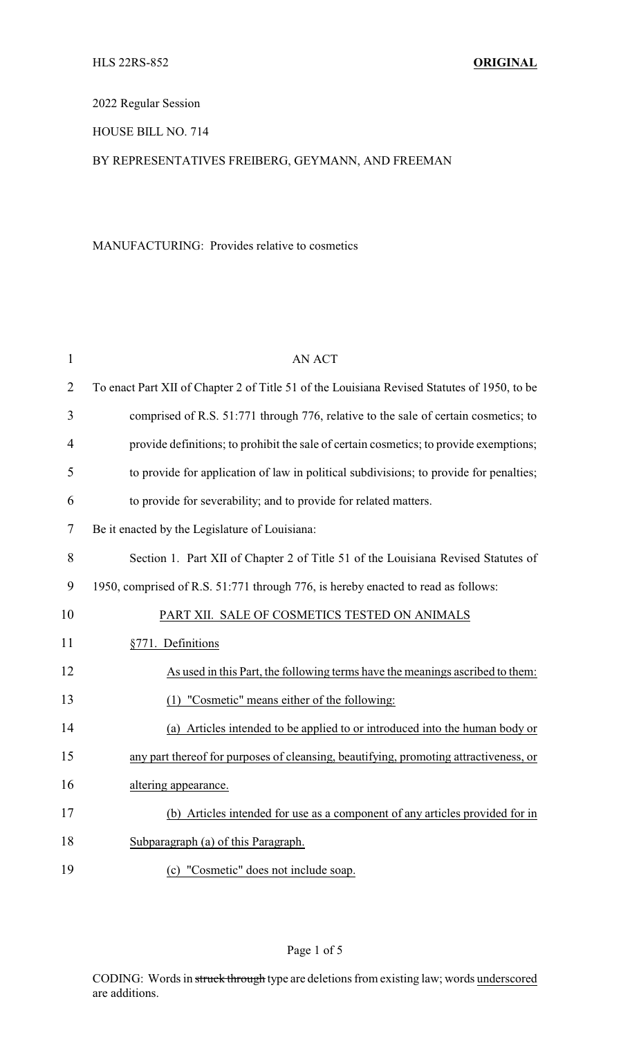HLS 22RS-852 **ORIGINAL**

2022 Regular Session

HOUSE BILL NO. 714

BY REPRESENTATIVES FREIBERG, GEYMANN, AND FREEMAN

MANUFACTURING: Provides relative to cosmetics

AN ACT

To enact Part XII of Chapter 2 of Title 51 of the Louisiana Revised Statutes of 1950, to be comprised of R.S. 51:771 through 776, relative to the sale of certain cosmetics; to provide definitions; to prohibit the sale of certain cosmetics; to provide exemptions; to provide for application of law in political subdivisions; to provide for penalties; to provide for severability; and to provide for related matters.

Be it enacted by the Legislature of Louisiana:

Section 1. Part XII of Chapter 2 of Title 51 of the Louisiana Revised Statutes of 1950, comprised of R.S. 51:771 through 776, is hereby enacted to read as follows:

PART XII. SALE OF COSMETICS TESTED ON ANIMALS

§771. Definitions

As used in this Part, the following terms have the meanings ascribed to them:

(1) "Cosmetic" means either of the following:

(a) Articles intended to be applied to or introduced into the human body or any part thereof for purposes of cleansing, beautifying, promoting attractiveness, or altering appearance.

(b) Articles intended for use as a component of any articles provided for in Subparagraph (a) of this Paragraph.

(c) "Cosmetic" does not include soap.

CODING: Words in ~~struck through~~ type are deletions from existing law; words underscored are additions.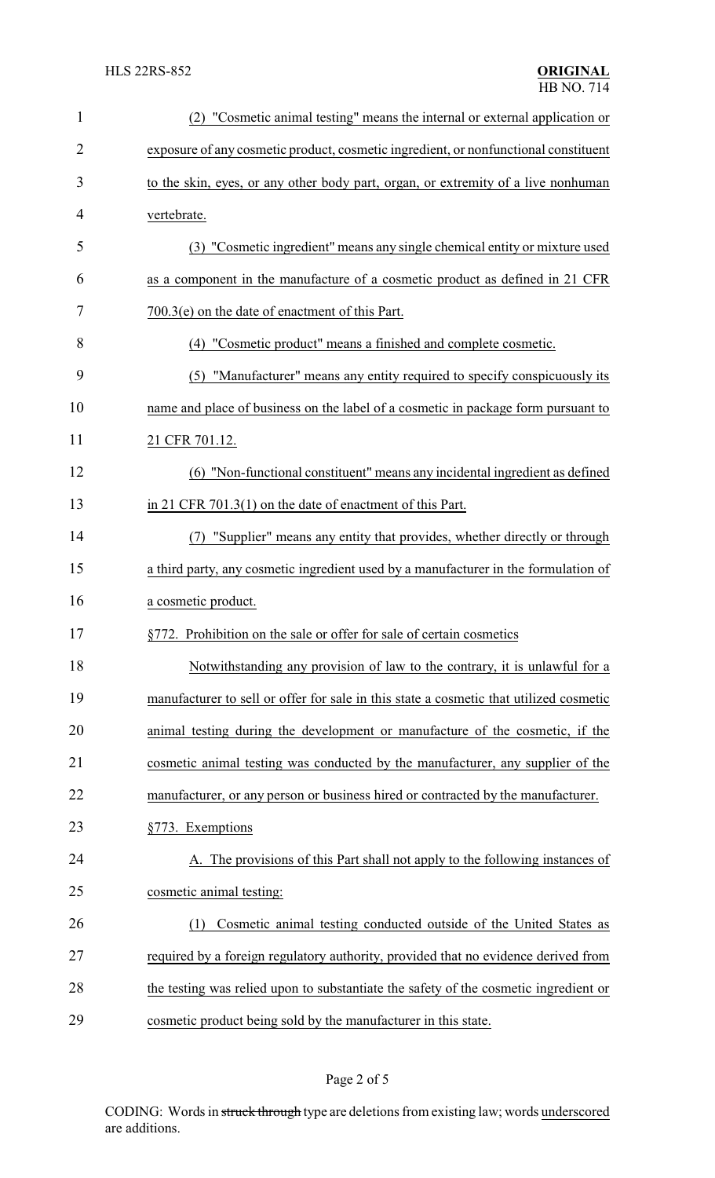(2) "Cosmetic animal testing" means the internal or external application or exposure of any cosmetic product, cosmetic ingredient, or nonfunctional constituent to the skin, eyes, or any other body part, organ, or extremity of a live nonhuman vertebrate.

(3) "Cosmetic ingredient" means any single chemical entity or mixture used as a component in the manufacture of a cosmetic product as defined in 21 CFR 700.3(e) on the date of enactment of this Part.

(4) "Cosmetic product" means a finished and complete cosmetic.

(5) "Manufacturer" means any entity required to specify conspicuously its name and place of business on the label of a cosmetic in package form pursuant to 21 CFR 701.12.

(6) "Non-functional constituent" means any incidental ingredient as defined in 21 CFR 701.3(1) on the date of enactment of this Part.

(7) "Supplier" means any entity that provides, whether directly or through a third party, any cosmetic ingredient used by a manufacturer in the formulation of a cosmetic product.

§772. Prohibition on the sale or offer for sale of certain cosmetics

Notwithstanding any provision of law to the contrary, it is unlawful for a manufacturer to sell or offer for sale in this state a cosmetic that utilized cosmetic animal testing during the development or manufacture of the cosmetic, if the cosmetic animal testing was conducted by the manufacturer, any supplier of the manufacturer, or any person or business hired or contracted by the manufacturer.

§773. Exemptions

A. The provisions of this Part shall not apply to the following instances of cosmetic animal testing:

(1) Cosmetic animal testing conducted outside of the United States as required by a foreign regulatory authority, provided that no evidence derived from the testing was relied upon to substantiate the safety of the cosmetic ingredient or cosmetic product being sold by the manufacturer in this state.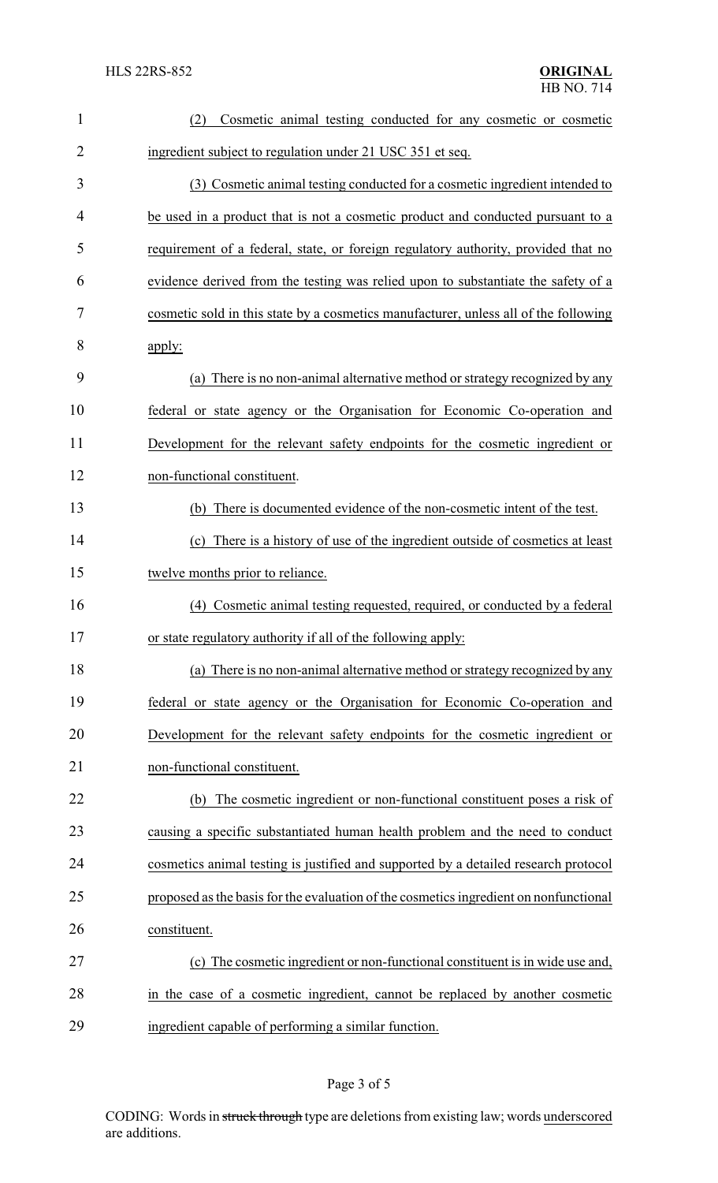(2) Cosmetic animal testing conducted for any cosmetic or cosmetic ingredient subject to regulation under 21 USC 351 et seq.

(3) Cosmetic animal testing conducted for a cosmetic ingredient intended to be used in a product that is not a cosmetic product and conducted pursuant to a requirement of a federal, state, or foreign regulatory authority, provided that no evidence derived from the testing was relied upon to substantiate the safety of a cosmetic sold in this state by a cosmetics manufacturer, unless all of the following apply:

(a) There is no non-animal alternative method or strategy recognized by any federal or state agency or the Organisation for Economic Co-operation and Development for the relevant safety endpoints for the cosmetic ingredient or non-functional constituent.

(b) There is documented evidence of the non-cosmetic intent of the test.

(c) There is a history of use of the ingredient outside of cosmetics at least twelve months prior to reliance.

(4) Cosmetic animal testing requested, required, or conducted by a federal or state regulatory authority if all of the following apply:

(a) There is no non-animal alternative method or strategy recognized by any federal or state agency or the Organisation for Economic Co-operation and Development for the relevant safety endpoints for the cosmetic ingredient or non-functional constituent.

(b) The cosmetic ingredient or non-functional constituent poses a risk of causing a specific substantiated human health problem and the need to conduct cosmetics animal testing is justified and supported by a detailed research protocol proposed as the basis for the evaluation of the cosmetics ingredient on nonfunctional constituent.

(c) The cosmetic ingredient or non-functional constituent is in wide use and, in the case of a cosmetic ingredient, cannot be replaced by another cosmetic ingredient capable of performing a similar function.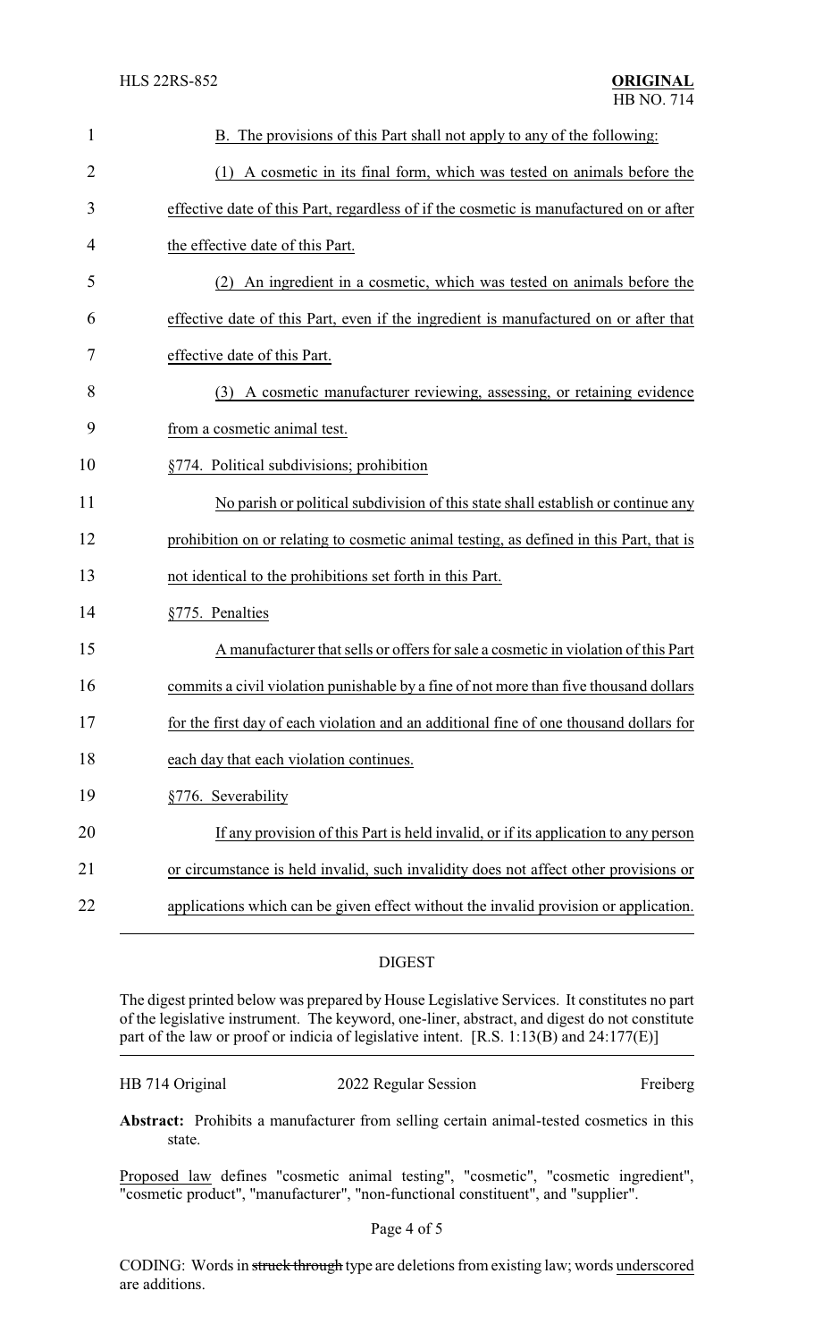B. The provisions of this Part shall not apply to any of the following:

(1) A cosmetic in its final form, which was tested on animals before the effective date of this Part, regardless of if the cosmetic is manufactured on or after the effective date of this Part.

(2) An ingredient in a cosmetic, which was tested on animals before the effective date of this Part, even if the ingredient is manufactured on or after that effective date of this Part.

(3) A cosmetic manufacturer reviewing, assessing, or retaining evidence from a cosmetic animal test.

§774. Political subdivisions; prohibition

No parish or political subdivision of this state shall establish or continue any prohibition on or relating to cosmetic animal testing, as defined in this Part, that is not identical to the prohibitions set forth in this Part.

§775. Penalties

A manufacturer that sells or offers for sale a cosmetic in violation of this Part commits a civil violation punishable by a fine of not more than five thousand dollars for the first day of each violation and an additional fine of one thousand dollars for each day that each violation continues.

§776. Severability

If any provision of this Part is held invalid, or if its application to any person or circumstance is held invalid, such invalidity does not affect other provisions or applications which can be given effect without the invalid provision or application.

## DIGEST

The digest printed below was prepared by House Legislative Services. It constitutes no part of the legislative instrument. The keyword, one-liner, abstract, and digest do not constitute part of the law or proof or indicia of legislative intent. [R.S. 1:13(B) and 24:177(E)]

| HB 714 Original | 2022 Regular Session | Freiberg |
|---|---|---|

**Abstract:** Prohibits a manufacturer from selling certain animal-tested cosmetics in this state.

Proposed law defines "cosmetic animal testing", "cosmetic", "cosmetic ingredient", "cosmetic product", "manufacturer", "non-functional constituent", and "supplier".

CODING: Words in ~~struck through~~ type are deletions from existing law; words underscored are additions.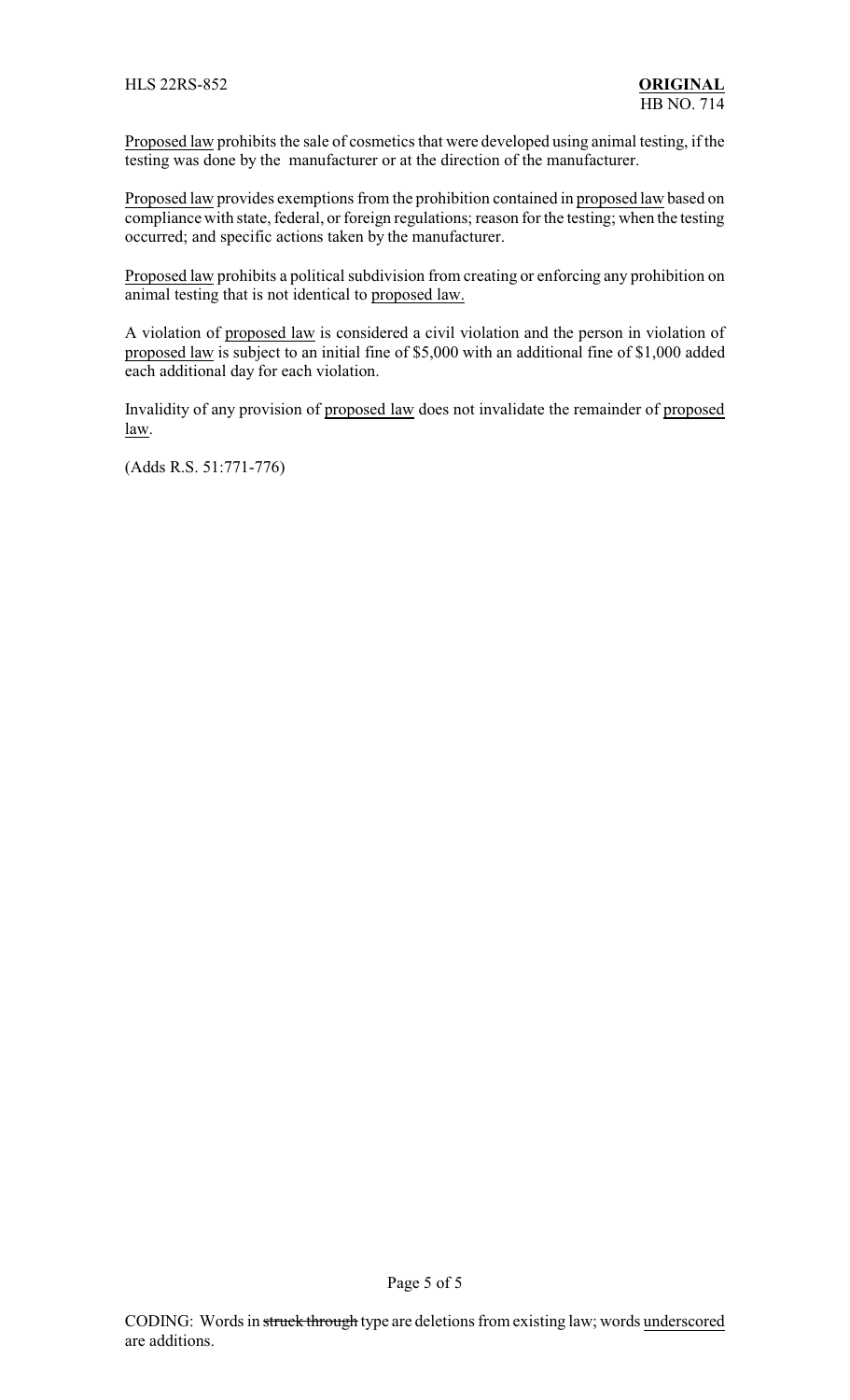Proposed law prohibits the sale of cosmetics that were developed using animal testing, if the testing was done by the manufacturer or at the direction of the manufacturer.

Proposed law provides exemptions from the prohibition contained in proposed law based on compliance with state, federal, or foreign regulations; reason for the testing; when the testing occurred; and specific actions taken by the manufacturer.

Proposed law prohibits a political subdivision from creating or enforcing any prohibition on animal testing that is not identical to proposed law.

A violation of proposed law is considered a civil violation and the person in violation of proposed law is subject to an initial fine of $5,000 with an additional fine of $1,000 added each additional day for each violation.

Invalidity of any provision of proposed law does not invalidate the remainder of proposed law.

(Adds R.S. 51:771-776)

CODING: Words in ~~struck through~~ type are deletions from existing law; words underscored are additions.